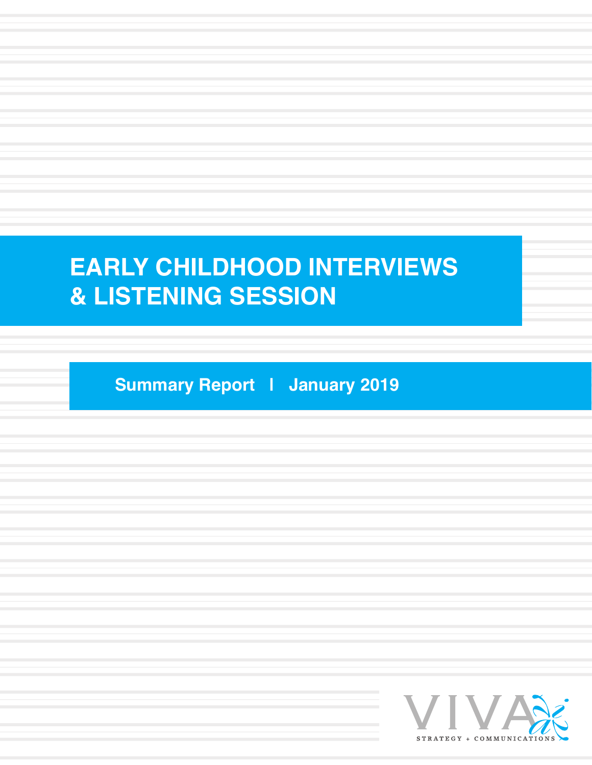# EARLY CHILDHOOD INTERVIEWS & LISTENING SESSION

**Summary Report | January 2019**

VIVA

STRATEGY + COMMUNICATIONS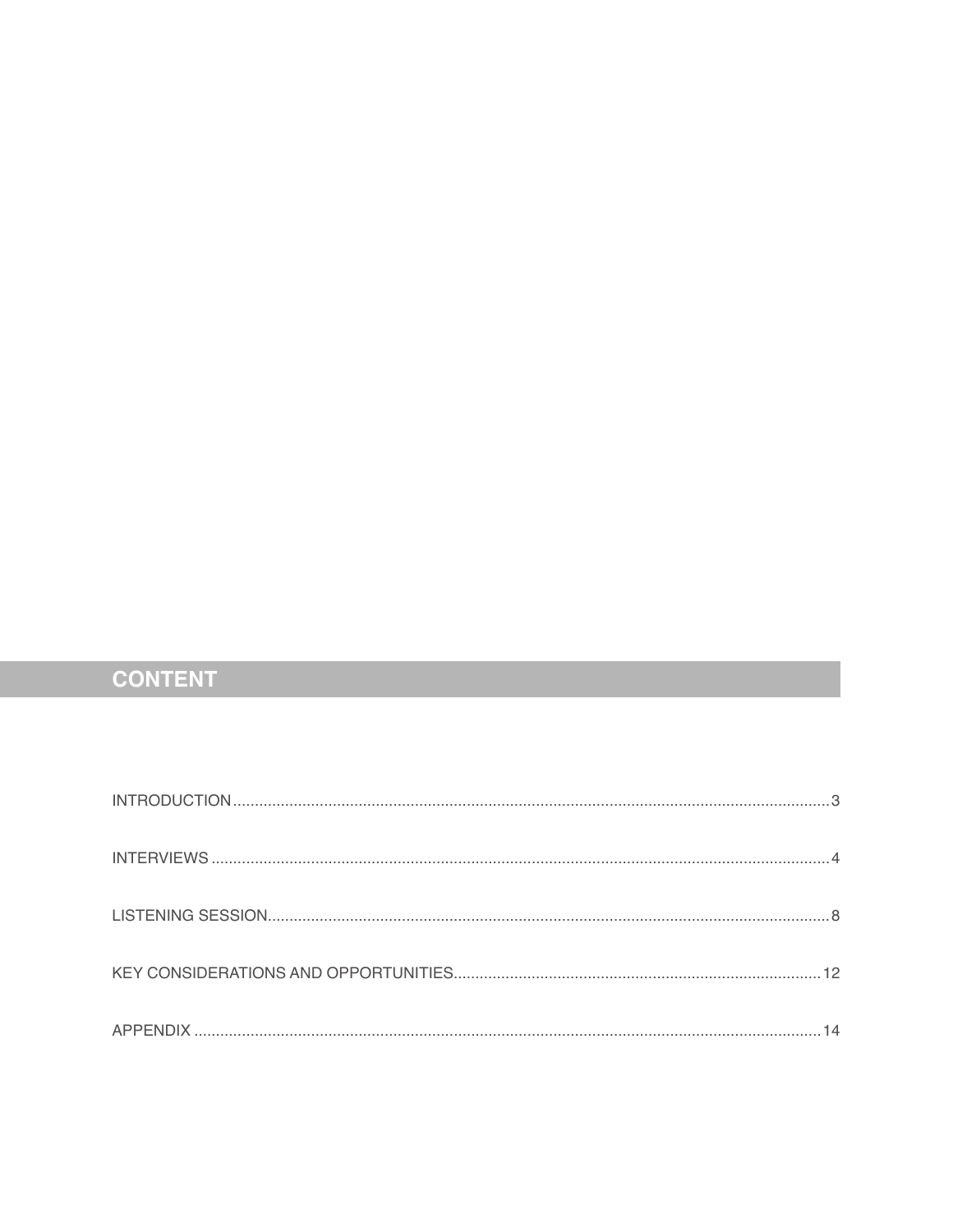## CONTENT

INTRODUCTION........................................................................................................3

INTERVIEWS ..........................................................................................................4

LISTENING SESSION..............................................................................................8

KEY CONSIDERATIONS AND OPPORTUNITIES...................................................12

APPENDIX ..............................................................................................................14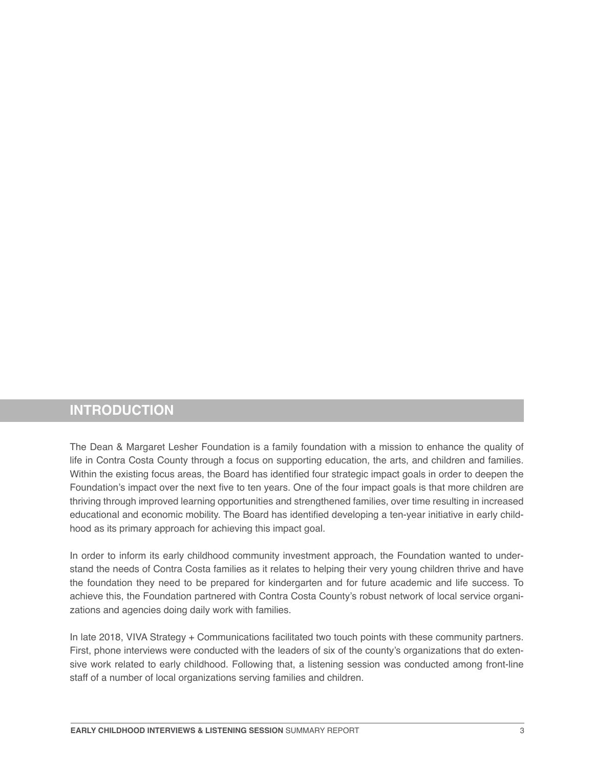## INTRODUCTION

The Dean & Margaret Lesher Foundation is a family foundation with a mission to enhance the quality of life in Contra Costa County through a focus on supporting education, the arts, and children and families. Within the existing focus areas, the Board has identified four strategic impact goals in order to deepen the Foundation's impact over the next five to ten years. One of the four impact goals is that more children are thriving through improved learning opportunities and strengthened families, over time resulting in increased educational and economic mobility. The Board has identified developing a ten-year initiative in early childhood as its primary approach for achieving this impact goal.

In order to inform its early childhood community investment approach, the Foundation wanted to understand the needs of Contra Costa families as it relates to helping their very young children thrive and have the foundation they need to be prepared for kindergarten and for future academic and life success. To achieve this, the Foundation partnered with Contra Costa County's robust network of local service organizations and agencies doing daily work with families.

In late 2018, VIVA Strategy + Communications facilitated two touch points with these community partners. First, phone interviews were conducted with the leaders of six of the county's organizations that do extensive work related to early childhood. Following that, a listening session was conducted among front-line staff of a number of local organizations serving families and children.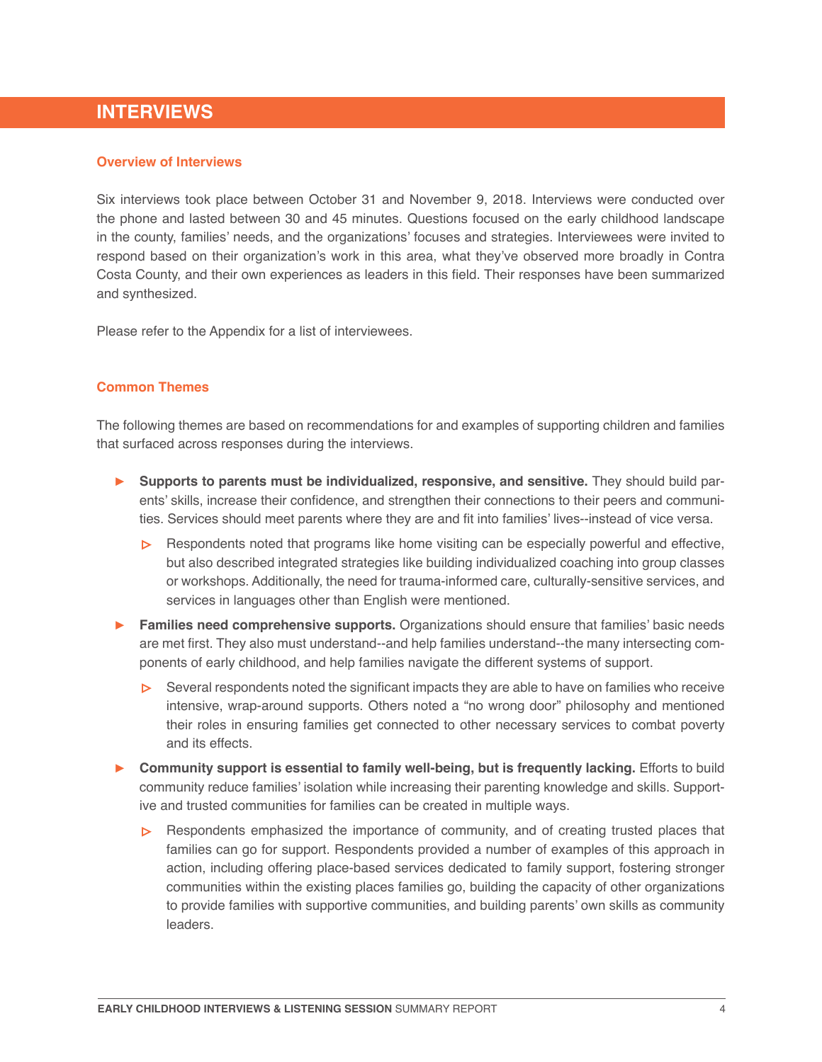# INTERVIEWS

## Overview of Interviews

Six interviews took place between October 31 and November 9, 2018. Interviews were conducted over the phone and lasted between 30 and 45 minutes. Questions focused on the early childhood landscape in the county, families' needs, and the organizations' focuses and strategies. Interviewees were invited to respond based on their organization's work in this area, what they've observed more broadly in Contra Costa County, and their own experiences as leaders in this field. Their responses have been summarized and synthesized.

Please refer to the Appendix for a list of interviewees.

## Common Themes

The following themes are based on recommendations for and examples of supporting children and families that surfaced across responses during the interviews.

- **Supports to parents must be individualized, responsive, and sensitive.** They should build parents' skills, increase their confidence, and strengthen their connections to their peers and communities. Services should meet parents where they are and fit into families' lives--instead of vice versa.
  - Respondents noted that programs like home visiting can be especially powerful and effective, but also described integrated strategies like building individualized coaching into group classes or workshops. Additionally, the need for trauma-informed care, culturally-sensitive services, and services in languages other than English were mentioned.
- **Families need comprehensive supports.** Organizations should ensure that families' basic needs are met first. They also must understand--and help families understand--the many intersecting components of early childhood, and help families navigate the different systems of support.
  - Several respondents noted the significant impacts they are able to have on families who receive intensive, wrap-around supports. Others noted a "no wrong door" philosophy and mentioned their roles in ensuring families get connected to other necessary services to combat poverty and its effects.
- **Community support is essential to family well-being, but is frequently lacking.** Efforts to build community reduce families' isolation while increasing their parenting knowledge and skills. Supportive and trusted communities for families can be created in multiple ways.
  - Respondents emphasized the importance of community, and of creating trusted places that families can go for support. Respondents provided a number of examples of this approach in action, including offering place-based services dedicated to family support, fostering stronger communities within the existing places families go, building the capacity of other organizations to provide families with supportive communities, and building parents' own skills as community leaders.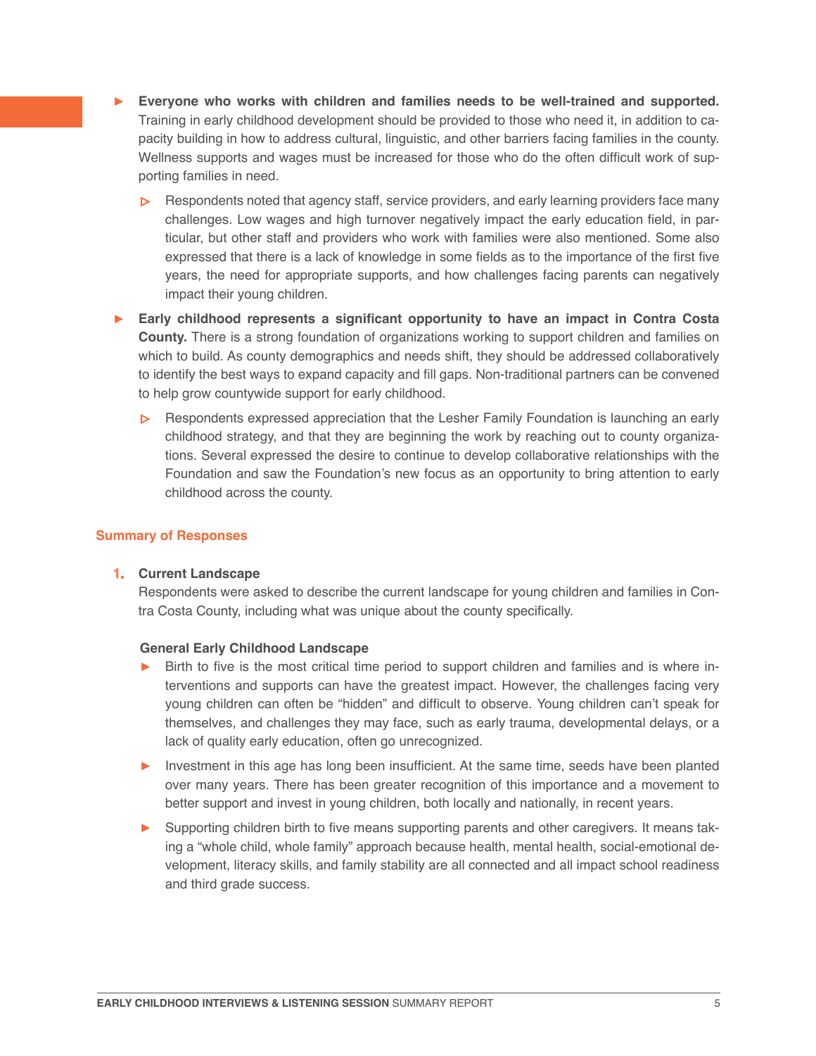- **Everyone who works with children and families needs to be well-trained and supported.** Training in early childhood development should be provided to those who need it, in addition to capacity building in how to address cultural, linguistic, and other barriers facing families in the county. Wellness supports and wages must be increased for those who do the often difficult work of supporting families in need.
  - Respondents noted that agency staff, service providers, and early learning providers face many challenges. Low wages and high turnover negatively impact the early education field, in particular, but other staff and providers who work with families were also mentioned. Some also expressed that there is a lack of knowledge in some fields as to the importance of the first five years, the need for appropriate supports, and how challenges facing parents can negatively impact their young children.
- **Early childhood represents a significant opportunity to have an impact in Contra Costa County.** There is a strong foundation of organizations working to support children and families on which to build. As county demographics and needs shift, they should be addressed collaboratively to identify the best ways to expand capacity and fill gaps. Non-traditional partners can be convened to help grow countywide support for early childhood.
  - Respondents expressed appreciation that the Lesher Family Foundation is launching an early childhood strategy, and that they are beginning the work by reaching out to county organizations. Several expressed the desire to continue to develop collaborative relationships with the Foundation and saw the Foundation's new focus as an opportunity to bring attention to early childhood across the county.

## Summary of Responses

### 1. Current Landscape

Respondents were asked to describe the current landscape for young children and families in Contra Costa County, including what was unique about the county specifically.

#### General Early Childhood Landscape

- Birth to five is the most critical time period to support children and families and is where interventions and supports can have the greatest impact. However, the challenges facing very young children can often be "hidden" and difficult to observe. Young children can't speak for themselves, and challenges they may face, such as early trauma, developmental delays, or a lack of quality early education, often go unrecognized.
- Investment in this age has long been insufficient. At the same time, seeds have been planted over many years. There has been greater recognition of this importance and a movement to better support and invest in young children, both locally and nationally, in recent years.
- Supporting children birth to five means supporting parents and other caregivers. It means taking a "whole child, whole family" approach because health, mental health, social-emotional development, literacy skills, and family stability are all connected and all impact school readiness and third grade success.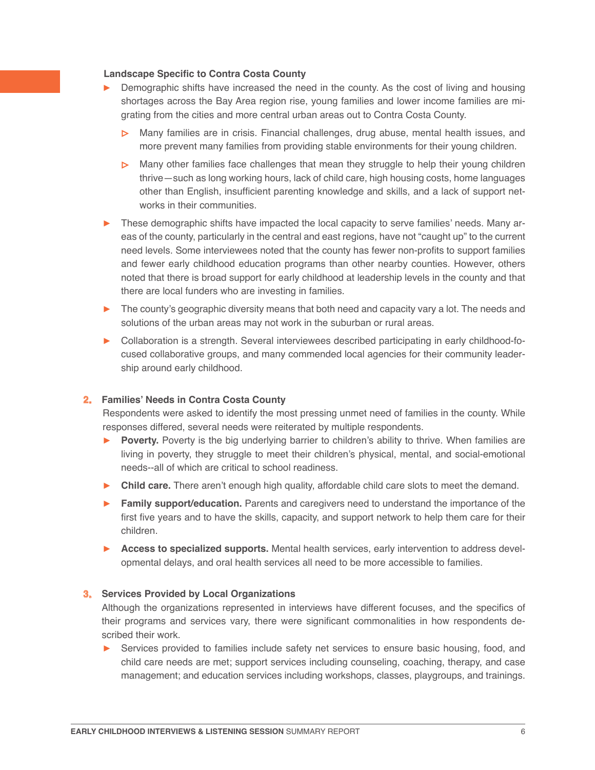**Landscape Specific to Contra Costa County**

- Demographic shifts have increased the need in the county. As the cost of living and housing shortages across the Bay Area region rise, young families and lower income families are migrating from the cities and more central urban areas out to Contra Costa County.
  - Many families are in crisis. Financial challenges, drug abuse, mental health issues, and more prevent many families from providing stable environments for their young children.
  - Many other families face challenges that mean they struggle to help their young children thrive—such as long working hours, lack of child care, high housing costs, home languages other than English, insufficient parenting knowledge and skills, and a lack of support networks in their communities.
- These demographic shifts have impacted the local capacity to serve families' needs. Many areas of the county, particularly in the central and east regions, have not "caught up" to the current need levels. Some interviewees noted that the county has fewer non-profits to support families and fewer early childhood education programs than other nearby counties. However, others noted that there is broad support for early childhood at leadership levels in the county and that there are local funders who are investing in families.
- The county's geographic diversity means that both need and capacity vary a lot. The needs and solutions of the urban areas may not work in the suburban or rural areas.
- Collaboration is a strength. Several interviewees described participating in early childhood-focused collaborative groups, and many commended local agencies for their community leadership around early childhood.

**2. Families' Needs in Contra Costa County**

Respondents were asked to identify the most pressing unmet need of families in the county. While responses differed, several needs were reiterated by multiple respondents.

- **Poverty.** Poverty is the big underlying barrier to children's ability to thrive. When families are living in poverty, they struggle to meet their children's physical, mental, and social-emotional needs--all of which are critical to school readiness.
- **Child care.** There aren't enough high quality, affordable child care slots to meet the demand.
- **Family support/education.** Parents and caregivers need to understand the importance of the first five years and to have the skills, capacity, and support network to help them care for their children.
- **Access to specialized supports.** Mental health services, early intervention to address developmental delays, and oral health services all need to be more accessible to families.

**3. Services Provided by Local Organizations**

Although the organizations represented in interviews have different focuses, and the specifics of their programs and services vary, there were significant commonalities in how respondents described their work.

- Services provided to families include safety net services to ensure basic housing, food, and child care needs are met; support services including counseling, coaching, therapy, and case management; and education services including workshops, classes, playgroups, and trainings.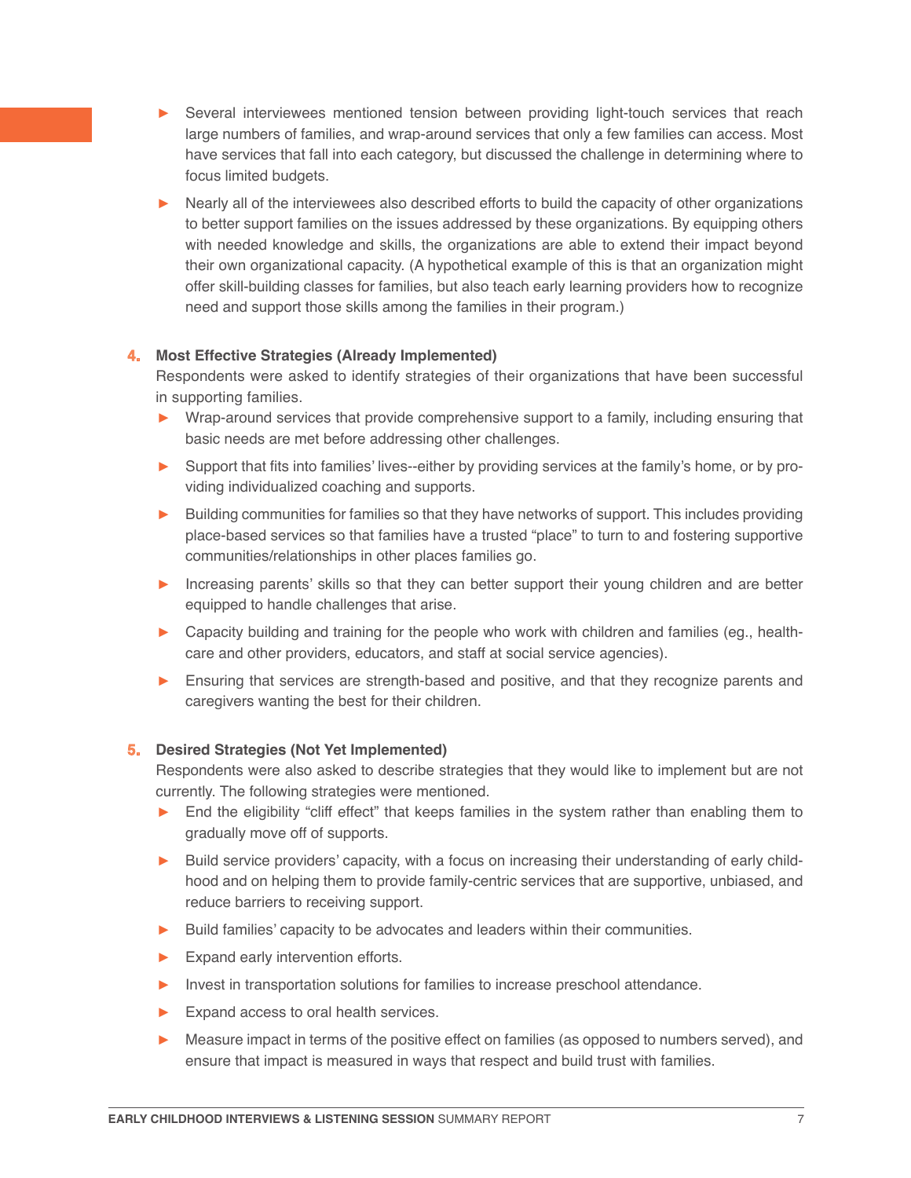- Several interviewees mentioned tension between providing light-touch services that reach large numbers of families, and wrap-around services that only a few families can access. Most have services that fall into each category, but discussed the challenge in determining where to focus limited budgets.
- Nearly all of the interviewees also described efforts to build the capacity of other organizations to better support families on the issues addressed by these organizations. By equipping others with needed knowledge and skills, the organizations are able to extend their impact beyond their own organizational capacity. (A hypothetical example of this is that an organization might offer skill-building classes for families, but also teach early learning providers how to recognize need and support those skills among the families in their program.)

4. **Most Effective Strategies (Already Implemented)**

   Respondents were asked to identify strategies of their organizations that have been successful in supporting families.

   - Wrap-around services that provide comprehensive support to a family, including ensuring that basic needs are met before addressing other challenges.
   - Support that fits into families' lives--either by providing services at the family's home, or by providing individualized coaching and supports.
   - Building communities for families so that they have networks of support. This includes providing place-based services so that families have a trusted "place" to turn to and fostering supportive communities/relationships in other places families go.
   - Increasing parents' skills so that they can better support their young children and are better equipped to handle challenges that arise.
   - Capacity building and training for the people who work with children and families (eg., healthcare and other providers, educators, and staff at social service agencies).
   - Ensuring that services are strength-based and positive, and that they recognize parents and caregivers wanting the best for their children.

5. **Desired Strategies (Not Yet Implemented)**

   Respondents were also asked to describe strategies that they would like to implement but are not currently. The following strategies were mentioned.

   - End the eligibility "cliff effect" that keeps families in the system rather than enabling them to gradually move off of supports.
   - Build service providers' capacity, with a focus on increasing their understanding of early childhood and on helping them to provide family-centric services that are supportive, unbiased, and reduce barriers to receiving support.
   - Build families' capacity to be advocates and leaders within their communities.
   - Expand early intervention efforts.
   - Invest in transportation solutions for families to increase preschool attendance.
   - Expand access to oral health services.
   - Measure impact in terms of the positive effect on families (as opposed to numbers served), and ensure that impact is measured in ways that respect and build trust with families.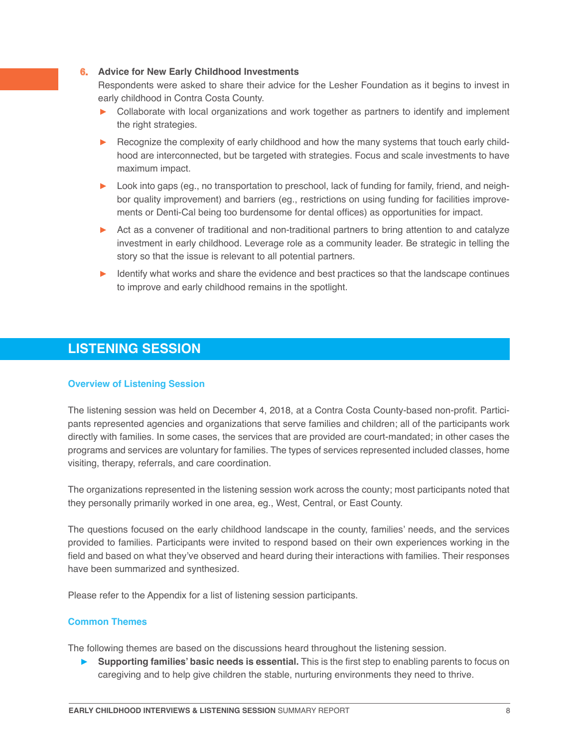### 6. Advice for New Early Childhood Investments

Respondents were asked to share their advice for the Lesher Foundation as it begins to invest in early childhood in Contra Costa County.

- Collaborate with local organizations and work together as partners to identify and implement the right strategies.
- Recognize the complexity of early childhood and how the many systems that touch early childhood are interconnected, but be targeted with strategies. Focus and scale investments to have maximum impact.
- Look into gaps (eg., no transportation to preschool, lack of funding for family, friend, and neighbor quality improvement) and barriers (eg., restrictions on using funding for facilities improvements or Denti-Cal being too burdensome for dental offices) as opportunities for impact.
- Act as a convener of traditional and non-traditional partners to bring attention to and catalyze investment in early childhood. Leverage role as a community leader. Be strategic in telling the story so that the issue is relevant to all potential partners.
- Identify what works and share the evidence and best practices so that the landscape continues to improve and early childhood remains in the spotlight.

## LISTENING SESSION

### Overview of Listening Session

The listening session was held on December 4, 2018, at a Contra Costa County-based non-profit. Participants represented agencies and organizations that serve families and children; all of the participants work directly with families. In some cases, the services that are provided are court-mandated; in other cases the programs and services are voluntary for families. The types of services represented included classes, home visiting, therapy, referrals, and care coordination.

The organizations represented in the listening session work across the county; most participants noted that they personally primarily worked in one area, eg., West, Central, or East County.

The questions focused on the early childhood landscape in the county, families' needs, and the services provided to families. Participants were invited to respond based on their own experiences working in the field and based on what they've observed and heard during their interactions with families. Their responses have been summarized and synthesized.

Please refer to the Appendix for a list of listening session participants.

### Common Themes

The following themes are based on the discussions heard throughout the listening session.

- **Supporting families' basic needs is essential.** This is the first step to enabling parents to focus on caregiving and to help give children the stable, nurturing environments they need to thrive.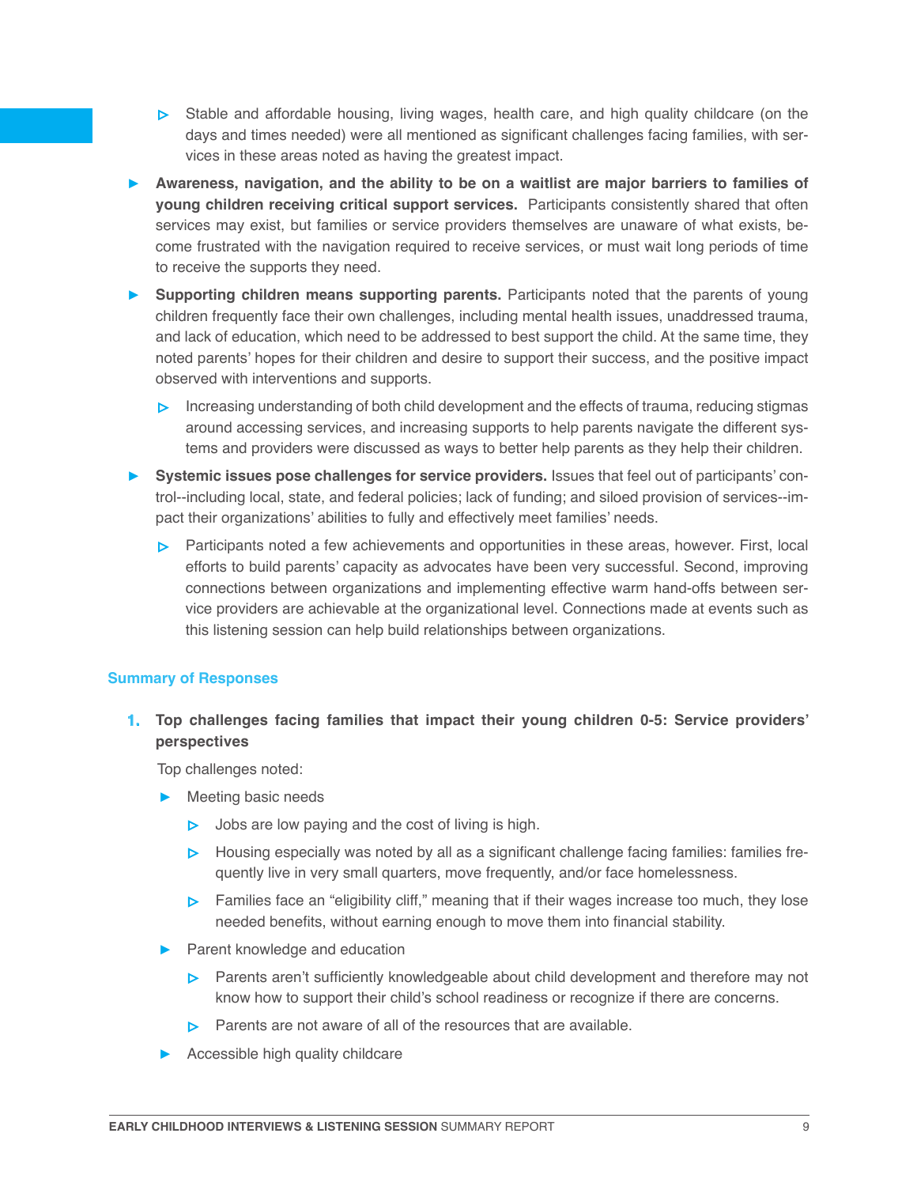- Stable and affordable housing, living wages, health care, and high quality childcare (on the days and times needed) were all mentioned as significant challenges facing families, with services in these areas noted as having the greatest impact.

- **Awareness, navigation, and the ability to be on a waitlist are major barriers to families of young children receiving critical support services.** Participants consistently shared that often services may exist, but families or service providers themselves are unaware of what exists, become frustrated with the navigation required to receive services, or must wait long periods of time to receive the supports they need.

- **Supporting children means supporting parents.** Participants noted that the parents of young children frequently face their own challenges, including mental health issues, unaddressed trauma, and lack of education, which need to be addressed to best support the child. At the same time, they noted parents' hopes for their children and desire to support their success, and the positive impact observed with interventions and supports.
  - Increasing understanding of both child development and the effects of trauma, reducing stigmas around accessing services, and increasing supports to help parents navigate the different systems and providers were discussed as ways to better help parents as they help their children.

- **Systemic issues pose challenges for service providers.** Issues that feel out of participants' control--including local, state, and federal policies; lack of funding; and siloed provision of services--impact their organizations' abilities to fully and effectively meet families' needs.
  - Participants noted a few achievements and opportunities in these areas, however. First, local efforts to build parents' capacity as advocates have been very successful. Second, improving connections between organizations and implementing effective warm hand-offs between service providers are achievable at the organizational level. Connections made at events such as this listening session can help build relationships between organizations.

## Summary of Responses

1. **Top challenges facing families that impact their young children 0-5: Service providers' perspectives**

   Top challenges noted:

   - Meeting basic needs
     - Jobs are low paying and the cost of living is high.
     - Housing especially was noted by all as a significant challenge facing families: families frequently live in very small quarters, move frequently, and/or face homelessness.
     - Families face an "eligibility cliff," meaning that if their wages increase too much, they lose needed benefits, without earning enough to move them into financial stability.
   - Parent knowledge and education
     - Parents aren't sufficiently knowledgeable about child development and therefore may not know how to support their child's school readiness or recognize if there are concerns.
     - Parents are not aware of all of the resources that are available.
   - Accessible high quality childcare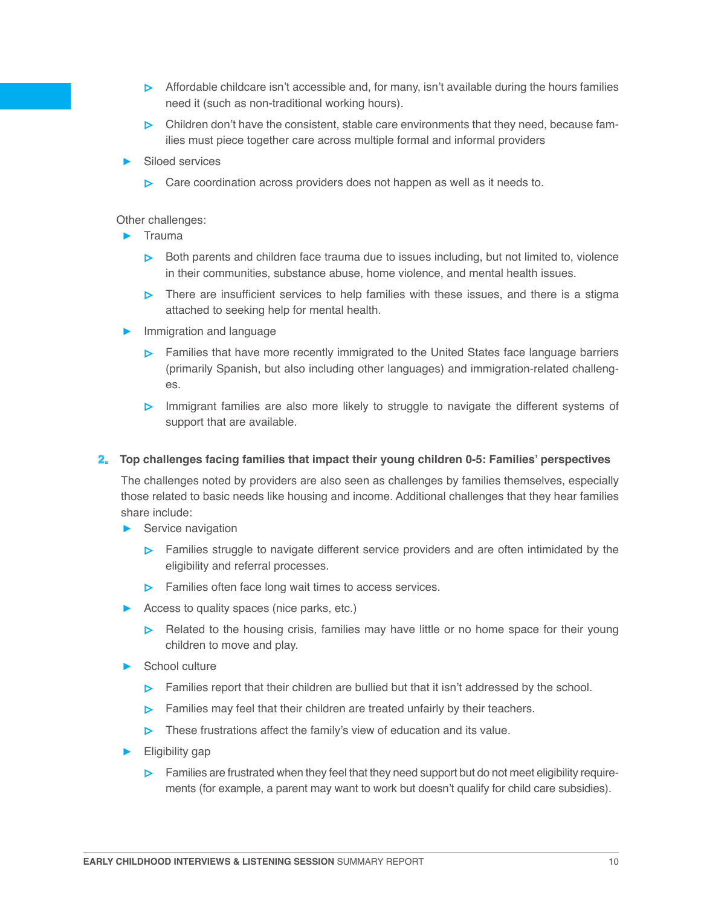- Affordable childcare isn't accessible and, for many, isn't available during the hours families need it (such as non-traditional working hours).
    - Children don't have the consistent, stable care environments that they need, because families must piece together care across multiple formal and informal providers
- Siloed services
    - Care coordination across providers does not happen as well as it needs to.

Other challenges:

- Trauma
    - Both parents and children face trauma due to issues including, but not limited to, violence in their communities, substance abuse, home violence, and mental health issues.
    - There are insufficient services to help families with these issues, and there is a stigma attached to seeking help for mental health.
- Immigration and language
    - Families that have more recently immigrated to the United States face language barriers (primarily Spanish, but also including other languages) and immigration-related challenges.
    - Immigrant families are also more likely to struggle to navigate the different systems of support that are available.

2. **Top challenges facing families that impact their young children 0-5: Families' perspectives**

   The challenges noted by providers are also seen as challenges by families themselves, especially those related to basic needs like housing and income. Additional challenges that they hear families share include:

   - Service navigation
       - Families struggle to navigate different service providers and are often intimidated by the eligibility and referral processes.
       - Families often face long wait times to access services.
   - Access to quality spaces (nice parks, etc.)
       - Related to the housing crisis, families may have little or no home space for their young children to move and play.
   - School culture
       - Families report that their children are bullied but that it isn't addressed by the school.
       - Families may feel that their children are treated unfairly by their teachers.
       - These frustrations affect the family's view of education and its value.
   - Eligibility gap
       - Families are frustrated when they feel that they need support but do not meet eligibility requirements (for example, a parent may want to work but doesn't qualify for child care subsidies).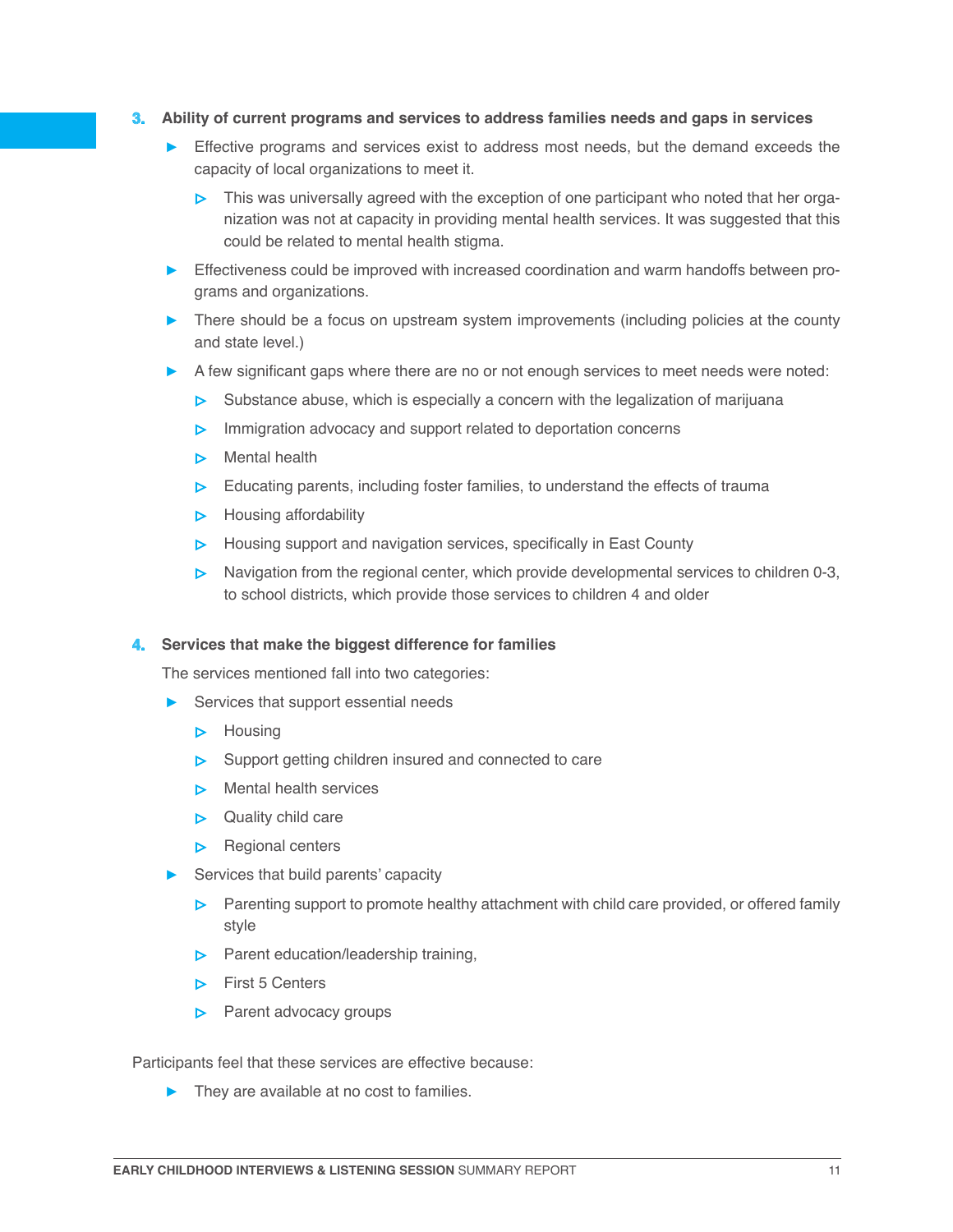3. **Ability of current programs and services to address families needs and gaps in services**

- Effective programs and services exist to address most needs, but the demand exceeds the capacity of local organizations to meet it.
  - This was universally agreed with the exception of one participant who noted that her organization was not at capacity in providing mental health services. It was suggested that this could be related to mental health stigma.
- Effectiveness could be improved with increased coordination and warm handoffs between programs and organizations.
- There should be a focus on upstream system improvements (including policies at the county and state level.)
- A few significant gaps where there are no or not enough services to meet needs were noted:
  - Substance abuse, which is especially a concern with the legalization of marijuana
  - Immigration advocacy and support related to deportation concerns
  - Mental health
  - Educating parents, including foster families, to understand the effects of trauma
  - Housing affordability
  - Housing support and navigation services, specifically in East County
  - Navigation from the regional center, which provide developmental services to children 0-3, to school districts, which provide those services to children 4 and older

4. **Services that make the biggest difference for families**

The services mentioned fall into two categories:

- Services that support essential needs
  - Housing
  - Support getting children insured and connected to care
  - Mental health services
  - Quality child care
  - Regional centers
- Services that build parents' capacity
  - Parenting support to promote healthy attachment with child care provided, or offered family style
  - Parent education/leadership training,
  - First 5 Centers
  - Parent advocacy groups

Participants feel that these services are effective because:

- They are available at no cost to families.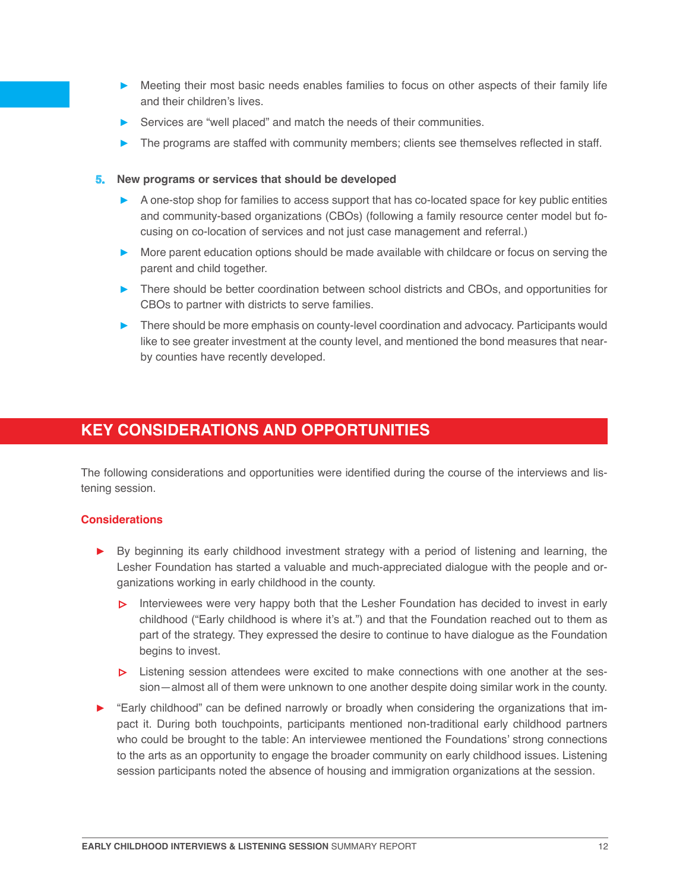- Meeting their most basic needs enables families to focus on other aspects of their family life and their children's lives.
- Services are "well placed" and match the needs of their communities.
- The programs are staffed with community members; clients see themselves reflected in staff.

5. **New programs or services that should be developed**
    - A one-stop shop for families to access support that has co-located space for key public entities and community-based organizations (CBOs) (following a family resource center model but focusing on co-location of services and not just case management and referral.)
    - More parent education options should be made available with childcare or focus on serving the parent and child together.
    - There should be better coordination between school districts and CBOs, and opportunities for CBOs to partner with districts to serve families.
    - There should be more emphasis on county-level coordination and advocacy. Participants would like to see greater investment at the county level, and mentioned the bond measures that nearby counties have recently developed.

## KEY CONSIDERATIONS AND OPPORTUNITIES

The following considerations and opportunities were identified during the course of the interviews and listening session.

### Considerations

- By beginning its early childhood investment strategy with a period of listening and learning, the Lesher Foundation has started a valuable and much-appreciated dialogue with the people and organizations working in early childhood in the county.
    - Interviewees were very happy both that the Lesher Foundation has decided to invest in early childhood ("Early childhood is where it's at.") and that the Foundation reached out to them as part of the strategy. They expressed the desire to continue to have dialogue as the Foundation begins to invest.
    - Listening session attendees were excited to make connections with one another at the session—almost all of them were unknown to one another despite doing similar work in the county.
- "Early childhood" can be defined narrowly or broadly when considering the organizations that impact it. During both touchpoints, participants mentioned non-traditional early childhood partners who could be brought to the table: An interviewee mentioned the Foundations' strong connections to the arts as an opportunity to engage the broader community on early childhood issues. Listening session participants noted the absence of housing and immigration organizations at the session.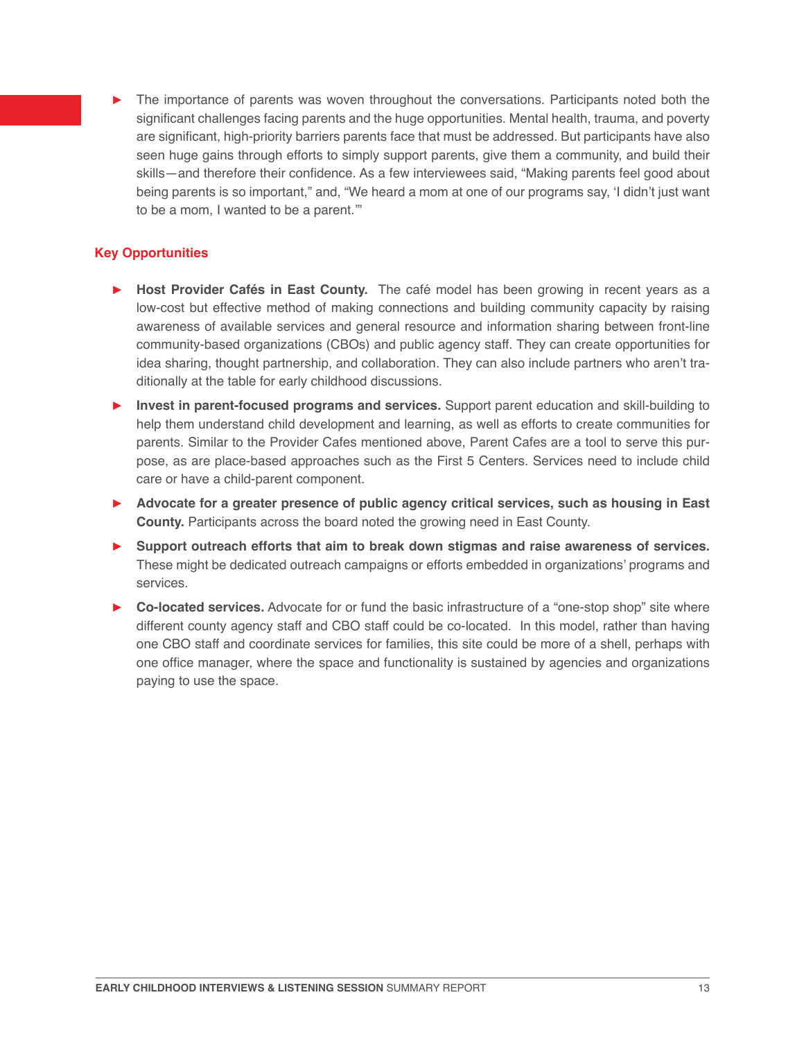- The importance of parents was woven throughout the conversations. Participants noted both the significant challenges facing parents and the huge opportunities. Mental health, trauma, and poverty are significant, high-priority barriers parents face that must be addressed. But participants have also seen huge gains through efforts to simply support parents, give them a community, and build their skills—and therefore their confidence. As a few interviewees said, "Making parents feel good about being parents is so important," and, "We heard a mom at one of our programs say, 'I didn't just want to be a mom, I wanted to be a parent.'"

### Key Opportunities

- **Host Provider Cafés in East County.** The café model has been growing in recent years as a low-cost but effective method of making connections and building community capacity by raising awareness of available services and general resource and information sharing between front-line community-based organizations (CBOs) and public agency staff. They can create opportunities for idea sharing, thought partnership, and collaboration. They can also include partners who aren't traditionally at the table for early childhood discussions.
- **Invest in parent-focused programs and services.** Support parent education and skill-building to help them understand child development and learning, as well as efforts to create communities for parents. Similar to the Provider Cafes mentioned above, Parent Cafes are a tool to serve this purpose, as are place-based approaches such as the First 5 Centers. Services need to include child care or have a child-parent component.
- **Advocate for a greater presence of public agency critical services, such as housing in East County.** Participants across the board noted the growing need in East County.
- **Support outreach efforts that aim to break down stigmas and raise awareness of services.** These might be dedicated outreach campaigns or efforts embedded in organizations' programs and services.
- **Co-located services.** Advocate for or fund the basic infrastructure of a "one-stop shop" site where different county agency staff and CBO staff could be co-located. In this model, rather than having one CBO staff and coordinate services for families, this site could be more of a shell, perhaps with one office manager, where the space and functionality is sustained by agencies and organizations paying to use the space.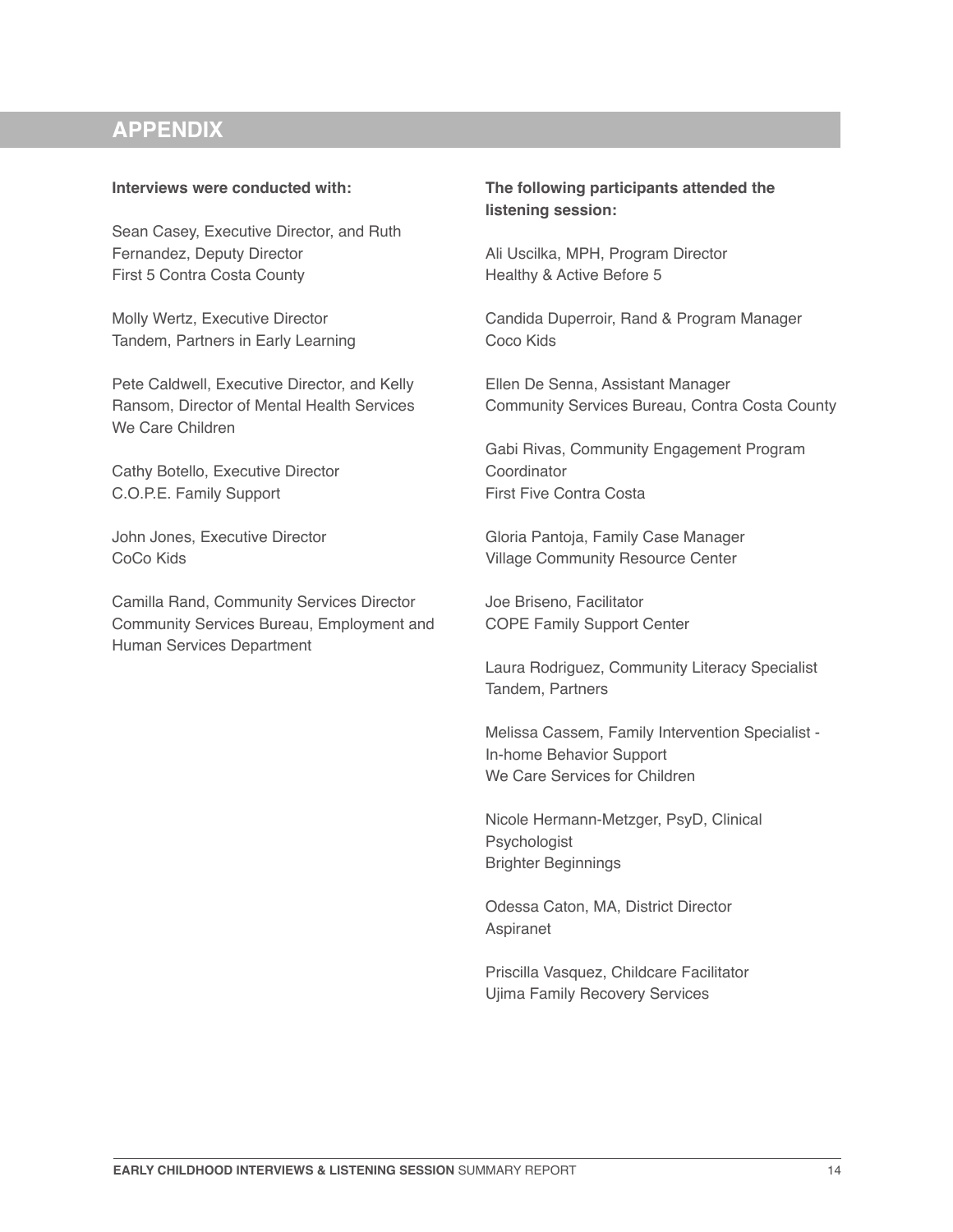## APPENDIX

**Interviews were conducted with:**

Sean Casey, Executive Director, and Ruth Fernandez, Deputy Director
First 5 Contra Costa County

Molly Wertz, Executive Director
Tandem, Partners in Early Learning

Pete Caldwell, Executive Director, and Kelly Ransom, Director of Mental Health Services
We Care Children

Cathy Botello, Executive Director
C.O.P.E. Family Support

John Jones, Executive Director
CoCo Kids

Camilla Rand, Community Services Director
Community Services Bureau, Employment and Human Services Department

**The following participants attended the listening session:**

Ali Uscilka, MPH, Program Director
Healthy & Active Before 5

Candida Duperroir, Rand & Program Manager
Coco Kids

Ellen De Senna, Assistant Manager
Community Services Bureau, Contra Costa County

Gabi Rivas, Community Engagement Program Coordinator
First Five Contra Costa

Gloria Pantoja, Family Case Manager
Village Community Resource Center

Joe Briseno, Facilitator
COPE Family Support Center

Laura Rodriguez, Community Literacy Specialist
Tandem, Partners

Melissa Cassem, Family Intervention Specialist - In-home Behavior Support
We Care Services for Children

Nicole Hermann-Metzger, PsyD, Clinical Psychologist
Brighter Beginnings

Odessa Caton, MA, District Director
Aspiranet

Priscilla Vasquez, Childcare Facilitator
Ujima Family Recovery Services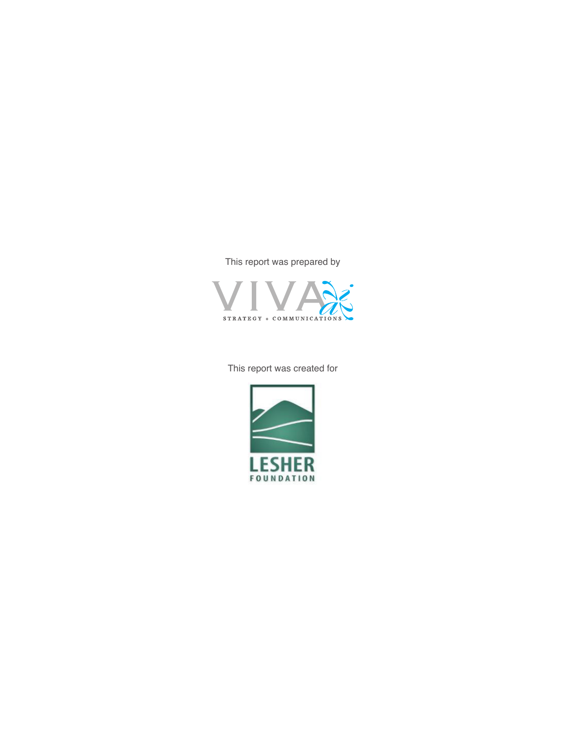This report was prepared by

VIVA

STRATEGY + COMMUNICATIONS

This report was created for

LESHER

FOUNDATION